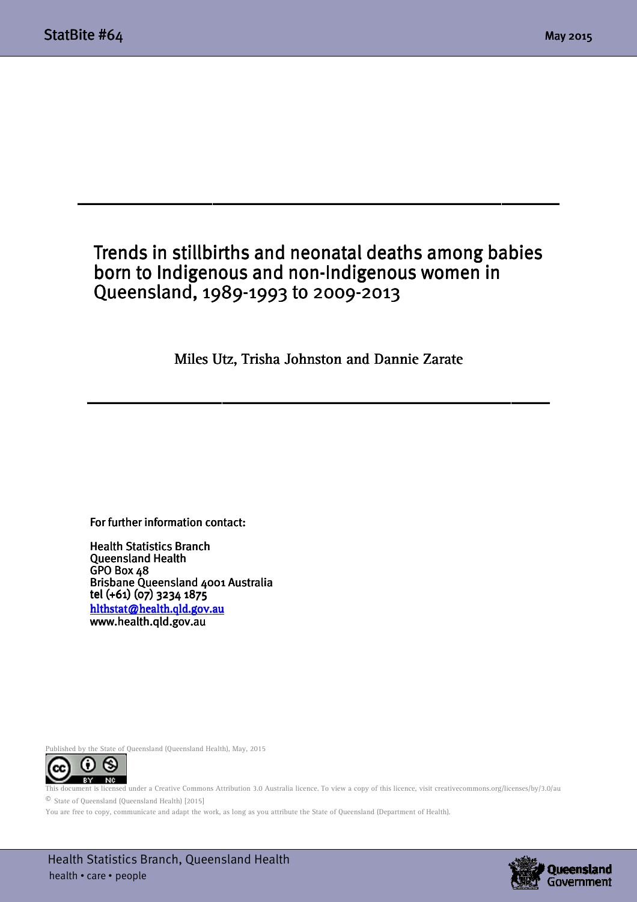# Trends in stillbirths and neonatal deaths among babies born to Indigenous and non-Indigenous women in Queensland, 1989-1993 to 2009-2013

Miles Utz, Trisha Johnston and Dannie Zarate

For further information contact:

Health Statistics Branch
Queensland Health
GPO Box 48
Brisbane Queensland 4001 Australia
tel (+61) (07) 3234 1875
hlthstat@health.qld.gov.au
www.health.qld.gov.au

Published by the State of Queensland (Queensland Health), May, 2015

This document is licensed under a Creative Commons Attribution 3.0 Australia licence. To view a copy of this licence, visit creativecommons.org/licenses/by/3.0/au

© State of Queensland (Queensland Health) [2015]

You are free to copy, communicate and adapt the work, as long as you attribute the State of Queensland (Department of Health).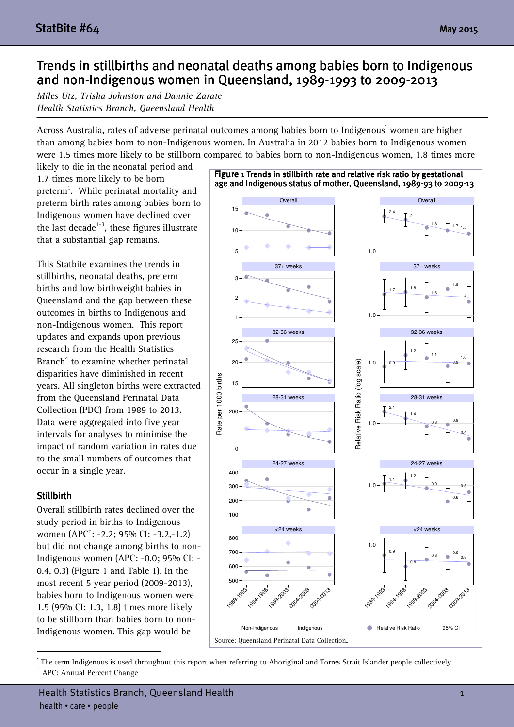# Trends in stillbirths and neonatal deaths among babies born to Indigenous and non-Indigenous women in Queensland, 1989-1993 to 2009-2013

*Miles Utz, Trisha Johnston and Dannie Zarate*
*Health Statistics Branch, Queensland Health*

Across Australia, rates of adverse perinatal outcomes among babies born to Indigenous[*] women are higher than among babies born to non-Indigenous women. In Australia in 2012 babies born to Indigenous women were 1.5 times more likely to be stillborn compared to babies born to non-Indigenous women, 1.8 times more likely to die in the neonatal period and 1.7 times more likely to be born preterm[1]. While perinatal mortality and preterm birth rates among babies born to Indigenous women have declined over the last decade[1-3], these figures illustrate that a substantial gap remains.

This Statbite examines the trends in stillbirths, neonatal deaths, preterm births and low birthweight babies in Queensland and the gap between these outcomes in births to Indigenous and non-Indigenous women. This report updates and expands upon previous research from the Health Statistics Branch[4] to examine whether perinatal disparities have diminished in recent years. All singleton births were extracted from the Queensland Perinatal Data Collection (PDC) from 1989 to 2013. Data were aggregated into five year intervals for analyses to minimise the impact of random variation in rates due to the small numbers of outcomes that occur in a single year.

**Figure 1 Trends in stillbirth rate and relative risk ratio by gestational age and Indigenous status of mother, Queensland, 1989-93 to 2009-13**

Source: Queensland Perinatal Data Collection.

## Stillbirth

Overall stillbirth rates declined over the study period in births to Indigenous women (APC[†]: -2.2; 95% CI: -3.2,-1.2) but did not change among births to non-Indigenous women (APC: -0.0; 95% CI: -0.4, 0.3) (Figure 1 and Table 1). In the most recent 5 year period (2009-2013), babies born to Indigenous women were 1.5 (95% CI: 1.3, 1.8) times more likely to be stillborn than babies born to non-Indigenous women. This gap would be

---

[*] The term Indigenous is used throughout this report when referring to Aboriginal and Torres Strait Islander people collectively.

[†] APC: Annual Percent Change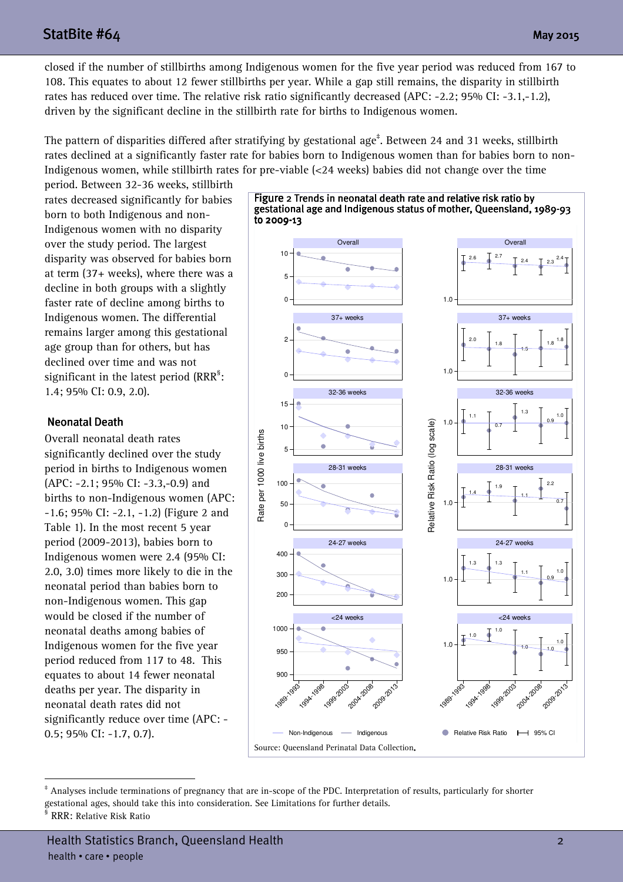closed if the number of stillbirths among Indigenous women for the five year period was reduced from 167 to 108. This equates to about 12 fewer stillbirths per year. While a gap still remains, the disparity in stillbirth rates has reduced over time. The relative risk ratio significantly decreased (APC: -2.2; 95% CI: -3.1,-1.2), driven by the significant decline in the stillbirth rate for births to Indigenous women.

The pattern of disparities differed after stratifying by gestational age[‡]. Between 24 and 31 weeks, stillbirth rates declined at a significantly faster rate for babies born to Indigenous women than for babies born to non-Indigenous women, while stillbirth rates for pre-viable (<24 weeks) babies did not change over the time period. Between 32-36 weeks, stillbirth rates decreased significantly for babies born to both Indigenous and non-Indigenous women with no disparity over the study period. The largest disparity was observed for babies born at term (37+ weeks), where there was a decline in both groups with a slightly faster rate of decline among births to Indigenous women. The differential remains larger among this gestational age group than for others, but has declined over time and was not significant in the latest period (RRR[§]: 1.4; 95% CI: 0.9, 2.0).

## Neonatal Death

Overall neonatal death rates significantly declined over the study period in births to Indigenous women (APC: -2.1; 95% CI: -3.3,-0.9) and births to non-Indigenous women (APC: -1.6; 95% CI: -2.1, -1.2) (Figure 2 and Table 1). In the most recent 5 year period (2009-2013), babies born to Indigenous women were 2.4 (95% CI: 2.0, 3.0) times more likely to die in the neonatal period than babies born to non-Indigenous women. This gap would be closed if the number of neonatal deaths among babies of Indigenous women for the five year period reduced from 117 to 48. This equates to about 14 fewer neonatal deaths per year. The disparity in neonatal death rates did not significantly reduce over time (APC: -0.5; 95% CI: -1.7, 0.7).

**Figure 2** Trends in neonatal death rate and relative risk ratio by gestational age and Indigenous status of mother, Queensland, 1989-93 to 2009-13

Source: Queensland Perinatal Data Collection.

---

[‡] Analyses include terminations of pregnancy that are in-scope of the PDC. Interpretation of results, particularly for shorter gestational ages, should take this into consideration. See Limitations for further details.

[§] RRR: Relative Risk Ratio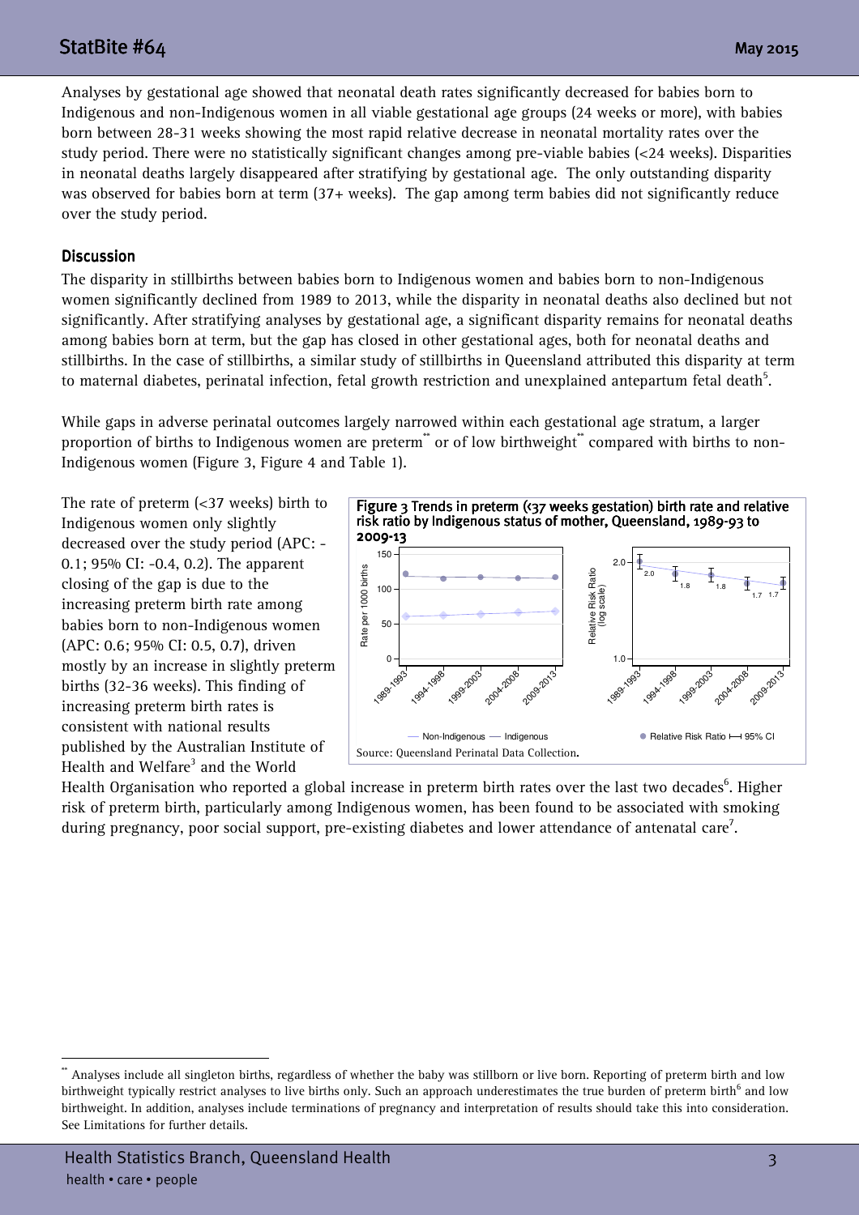Analyses by gestational age showed that neonatal death rates significantly decreased for babies born to Indigenous and non-Indigenous women in all viable gestational age groups (24 weeks or more), with babies born between 28-31 weeks showing the most rapid relative decrease in neonatal mortality rates over the study period. There were no statistically significant changes among pre-viable babies (<24 weeks). Disparities in neonatal deaths largely disappeared after stratifying by gestational age. The only outstanding disparity was observed for babies born at term (37+ weeks). The gap among term babies did not significantly reduce over the study period.

## Discussion

The disparity in stillbirths between babies born to Indigenous women and babies born to non-Indigenous women significantly declined from 1989 to 2013, while the disparity in neonatal deaths also declined but not significantly. After stratifying analyses by gestational age, a significant disparity remains for neonatal deaths among babies born at term, but the gap has closed in other gestational ages, both for neonatal deaths and stillbirths. In the case of stillbirths, a similar study of stillbirths in Queensland attributed this disparity at term to maternal diabetes, perinatal infection, fetal growth restriction and unexplained antepartum fetal death[5].

While gaps in adverse perinatal outcomes largely narrowed within each gestational age stratum, a larger proportion of births to Indigenous women are preterm[**] or of low birthweight[**] compared with births to non-Indigenous women (Figure 3, Figure 4 and Table 1).

The rate of preterm (<37 weeks) birth to Indigenous women only slightly decreased over the study period (APC: -0.1; 95% CI: -0.4, 0.2). The apparent closing of the gap is due to the increasing preterm birth rate among babies born to non-Indigenous women (APC: 0.6; 95% CI: 0.5, 0.7), driven mostly by an increase in slightly preterm births (32-36 weeks). This finding of increasing preterm birth rates is consistent with national results published by the Australian Institute of Health and Welfare[3] and the World Health Organisation who reported a global increase in preterm birth rates over the last two decades[6]. Higher risk of preterm birth, particularly among Indigenous women, has been found to be associated with smoking during pregnancy, poor social support, pre-existing diabetes and lower attendance of antenatal care[7].

**Figure 3** Trends in preterm (<37 weeks gestation) birth rate and relative risk ratio by Indigenous status of mother, Queensland, 1989-93 to 2009-13

Source: Queensland Perinatal Data Collection.

[**] Analyses include all singleton births, regardless of whether the baby was stillborn or live born. Reporting of preterm birth and low birthweight typically restrict analyses to live births only. Such an approach underestimates the true burden of preterm birth[6] and low birthweight. In addition, analyses include terminations of pregnancy and interpretation of results should take this into consideration. See Limitations for further details.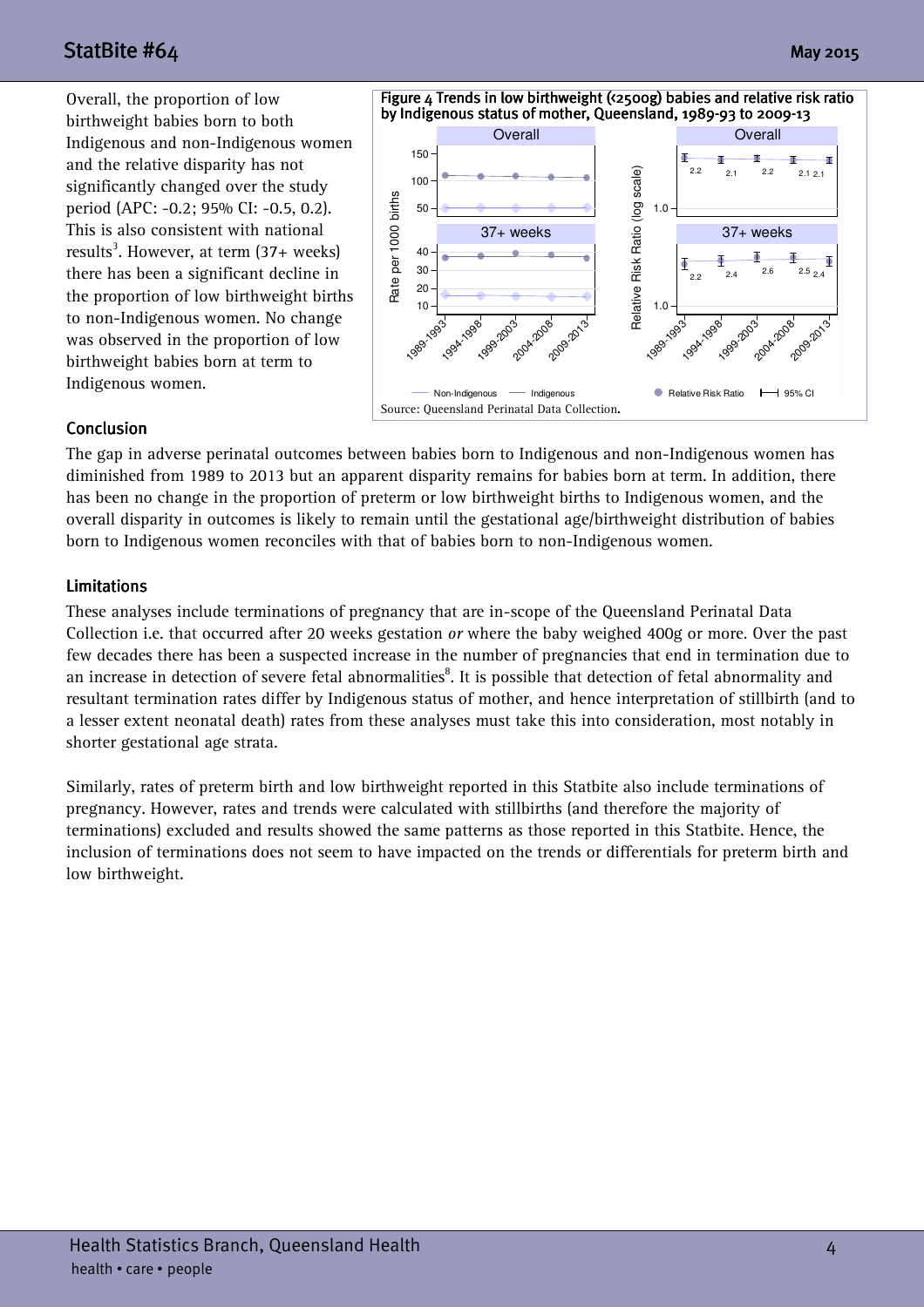Overall, the proportion of low birthweight babies born to both Indigenous and non-Indigenous women and the relative disparity has not significantly changed over the study period (APC: -0.2; 95% CI: -0.5, 0.2). This is also consistent with national results[3]. However, at term (37+ weeks) there has been a significant decline in the proportion of low birthweight births to non-Indigenous women. No change was observed in the proportion of low birthweight babies born at term to Indigenous women.

**Figure 4 Trends in low birthweight (<2500g) babies and relative risk ratio by Indigenous status of mother, Queensland, 1989-93 to 2009-13**

Source: Queensland Perinatal Data Collection.

## Conclusion

The gap in adverse perinatal outcomes between babies born to Indigenous and non-Indigenous women has diminished from 1989 to 2013 but an apparent disparity remains for babies born at term. In addition, there has been no change in the proportion of preterm or low birthweight births to Indigenous women, and the overall disparity in outcomes is likely to remain until the gestational age/birthweight distribution of babies born to Indigenous women reconciles with that of babies born to non-Indigenous women.

## Limitations

These analyses include terminations of pregnancy that are in-scope of the Queensland Perinatal Data Collection i.e. that occurred after 20 weeks gestation *or* where the baby weighed 400g or more. Over the past few decades there has been a suspected increase in the number of pregnancies that end in termination due to an increase in detection of severe fetal abnormalities[8]. It is possible that detection of fetal abnormality and resultant termination rates differ by Indigenous status of mother, and hence interpretation of stillbirth (and to a lesser extent neonatal death) rates from these analyses must take this into consideration, most notably in shorter gestational age strata.

Similarly, rates of preterm birth and low birthweight reported in this Statbite also include terminations of pregnancy. However, rates and trends were calculated with stillbirths (and therefore the majority of terminations) excluded and results showed the same patterns as those reported in this Statbite. Hence, the inclusion of terminations does not seem to have impacted on the trends or differentials for preterm birth and low birthweight.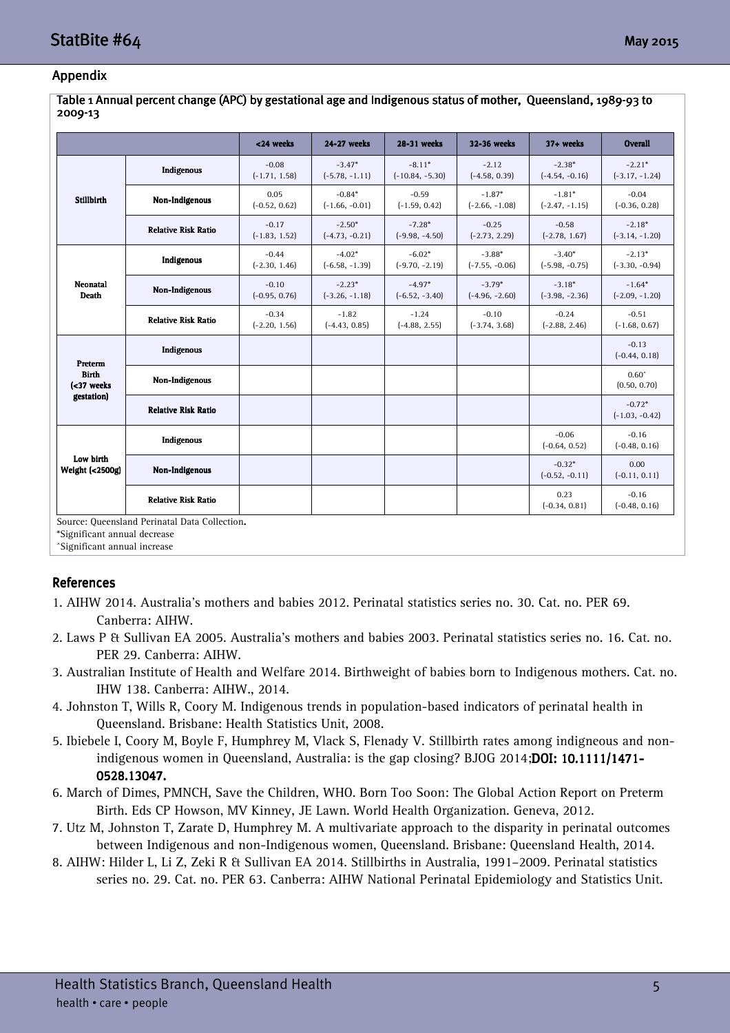## Appendix

**Table 1 Annual percent change (APC) by gestational age and Indigenous status of mother, Queensland, 1989-93 to 2009-13**

| | | <24 weeks | 24-27 weeks | 28-31 weeks | 32-36 weeks | 37+ weeks | Overall |
|---|---|---|---|---|---|---|---|
| **Stillbirth** | **Indigenous** | -0.08 (-1.71, 1.58) | -3.47* (-5.78, -1.11) | -8.11* (-10.84, -5.30) | -2.12 (-4.58, 0.39) | -2.38* (-4.54, -0.16) | -2.21* (-3.17, -1.24) |
| | **Non-Indigenous** | 0.05 (-0.52, 0.62) | -0.84* (-1.66, -0.01) | -0.59 (-1.59, 0.42) | -1.87* (-2.66, -1.08) | -1.81* (-2.47, -1.15) | -0.04 (-0.36, 0.28) |
| | **Relative Risk Ratio** | -0.17 (-1.83, 1.52) | -2.50* (-4.73, -0.21) | -7.28* (-9.98, -4.50) | -0.25 (-2.73, 2.29) | -0.58 (-2.78, 1.67) | -2.18* (-3.14, -1.20) |
| **Neonatal Death** | **Indigenous** | -0.44 (-2.30, 1.46) | -4.02* (-6.58, -1.39) | -6.02* (-9.70, -2.19) | -3.88* (-7.55, -0.06) | -3.40* (-5.98, -0.75) | -2.13* (-3.30, -0.94) |
| | **Non-Indigenous** | -0.10 (-0.95, 0.76) | -2.23* (-3.26, -1.18) | -4.97* (-6.52, -3.40) | -3.79* (-4.96, -2.60) | -3.18* (-3.98, -2.36) | -1.64* (-2.09, -1.20) |
| | **Relative Risk Ratio** | -0.34 (-2.20, 1.56) | -1.82 (-4.43, 0.85) | -1.24 (-4.88, 2.55) | -0.10 (-3.74, 3.68) | -0.24 (-2.88, 2.46) | -0.51 (-1.68, 0.67) |
| **Preterm Birth (<37 weeks gestation)** | **Indigenous** | | | | | | -0.13 (-0.44, 0.18) |
| | **Non-Indigenous** | | | | | | 0.60^ (0.50, 0.70) |
| | **Relative Risk Ratio** | | | | | | -0.72* (-1.03, -0.42) |
| **Low birth Weight (<2500g)** | **Indigenous** | | | | | -0.06 (-0.64, 0.52) | -0.16 (-0.48, 0.16) |
| | **Non-Indigenous** | | | | | -0.32* (-0.52, -0.11) | 0.00 (-0.11, 0.11) |
| | **Relative Risk Ratio** | | | | | 0.23 (-0.34, 0.81) | -0.16 (-0.48, 0.16) |

Source: Queensland Perinatal Data Collection.
*Significant annual decrease
^Significant annual increase

## References

1. AIHW 2014. Australia's mothers and babies 2012. Perinatal statistics series no. 30. Cat. no. PER 69. Canberra: AIHW.
2. Laws P & Sullivan EA 2005. Australia's mothers and babies 2003. Perinatal statistics series no. 16. Cat. no. PER 29. Canberra: AIHW.
3. Australian Institute of Health and Welfare 2014. Birthweight of babies born to Indigenous mothers. Cat. no. IHW 138. Canberra: AIHW., 2014.
4. Johnston T, Wills R, Coory M. Indigenous trends in population-based indicators of perinatal health in Queensland. Brisbane: Health Statistics Unit, 2008.
5. Ibiebele I, Coory M, Boyle F, Humphrey M, Vlack S, Flenady V. Stillbirth rates among indigneous and non-indigenous women in Queensland, Australia: is the gap closing? BJOG 2014;**DOI: 10.1111/1471-0528.13047.**
6. March of Dimes, PMNCH, Save the Children, WHO. Born Too Soon: The Global Action Report on Preterm Birth. Eds CP Howson, MV Kinney, JE Lawn. World Health Organization. Geneva, 2012.
7. Utz M, Johnston T, Zarate D, Humphrey M. A multivariate approach to the disparity in perinatal outcomes between Indigenous and non-Indigenous women, Queensland. Brisbane: Queensland Health, 2014.
8. AIHW: Hilder L, Li Z, Zeki R & Sullivan EA 2014. Stillbirths in Australia, 1991–2009. Perinatal statistics series no. 29. Cat. no. PER 63. Canberra: AIHW National Perinatal Epidemiology and Statistics Unit.